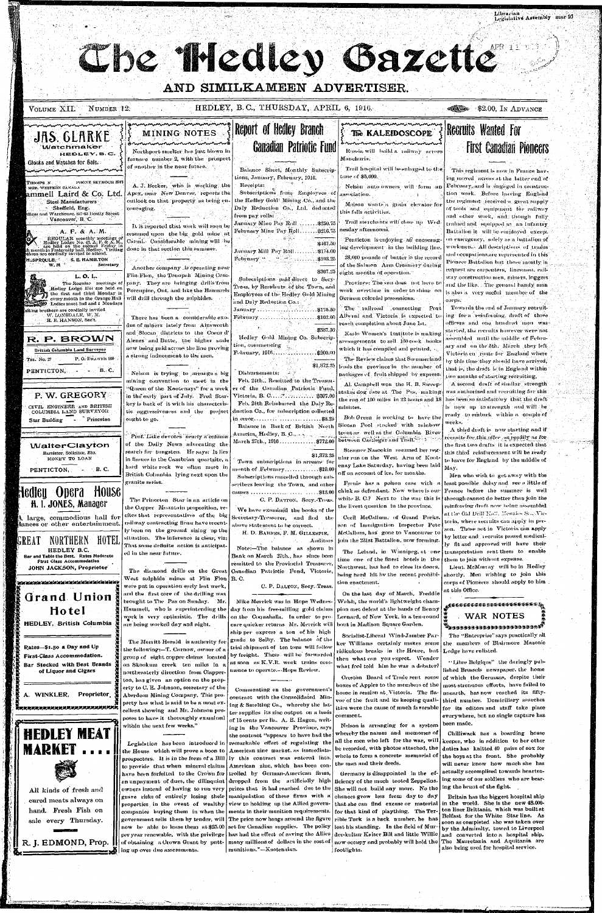# The Hedley Gazette

## AND SIMILKAMEEN ADVERTISER.

VOLUME XII. NUMBER 12. HEDLEY, B. C., THURSDAY, APRIL 6, 1916. $2.00, IN ADVANCE

**JAS. CLARKE**
Watchmaker
HEDLEY, B. C.
Clocks and Watches for Sale.

THOMPS N PHONE SEYMOUR 5913
MGR. WESTERN CANADA
**ammell Laird & Co. Ltd.**
Steel Manufacturers
Sheffield, Eng.
Offices and Warehouse, 847-63 Beatty Street
Vancouver, B. C.

**A. F. & A. M.**
REGULAR monthly meetings of Hedley Lodge No. 43, A. F. & A. M., are held on the second Friday in each month in Fraternity hall, Hedley. Visiting brethren are cordially invited to attend.
H. SPROULE, W. M. S. E. HAMILTON, Secretary

**L. O. L.**
The Regular meetings of Hedley Lodge 1744 are held on the first and third Monday in every month in the Orange Hall. Ladies meet 2nd and 4 Mondays. Visiting brethren are cordially invited.
W. LONSDALE, W. M.
H. E. HANSON, Sec't.

**R. P. BROWN**
British Columbia Land Surveyor
TEL. No. 27 P. O. DRAWER 160
PENTICTON, B. C.

**P. W. GREGORY**
CIVIL ENGINEER AND BRITISH COLUMBIA LAND SURVEYOR
Star Building Princeton

**Walter Clayton**
Barrister, Solicitor, Etc.
MONEY TO LOAN
PENTICTON, B. C.

**Hedley Opera House**
**H. I. JONES, Manager**
A large, commodious hall for dances or other entertainment.

**GREAT NORTHERN HOTEL**
HEDLEY B.C.
Bar and Table the Best. Rates Moderate
First Class Accommodation
JOHN JACKSON, Proprietor

**Grand Union Hotel**
HEDLEY, British Columbia

Rates—$1.50 a Day and Up
First-Class Accommodation.
Bar Stocked with Best Brands of Liquor and Cigars

A. WINKLER, Proprietor

**HEDLEY MEAT MARKET ....**

All kinds of fresh and cured meats always on hand. Fresh Fish on sale every Thursday.

R. J. EDMOND, Prop.

## MINING NOTES

Northport smelter has just blown in furnace number 2, with the prospect of another in the near future.

A. J. Becker, who is working the Apex, near New Denver, reports the outlook on that property as being encouraging.

It is reported that work will soon be resumed upon the big gold mine at Camp. Considerable mining will be done in that section this summer.

Another company is operating near Flin-Flon, the Tonopah Mining Company. They are bringing drills from Porcupine, Ont. and like the Hammels will drill through the sulphides.

There has been a considerable exodus of miners lately from Ainsworth and Slocan districts to the Coeur d'Alenes and Butte, the higher scale now being paid across the line proving a strong inducement to the men.

Nelson is trying to arrange a big mining convention to meet in the "Queen of the Kootenays" for a week in the early part of July. Fred Starkey is back of it with his characteristic aggressiveness and the project ought to go.

Prof. Lake devotes nearly a column of the Daily News advocating the search for tungsten. He says: It lies in fissures in the Cambrian quartzite, a hard white rock we often meet in British Columbia lying next upon the granite series.

The Princeton Star in an article on the Copper Mountain proposition, recites that representatives of the big railway contracting firms have recently been on the ground sizing up the situation. The inference is clear, viz: That some definite action is anticipated in the near future.

The diamond drills on the Great West sulphide mines at Flin Flon were put in operation early last week, and the first core of the drilling was brought to The Pas on Sunday. Mr. Hammell, who is superintending the work is very optimistic. The drills are being worked day and night.

The Merritt Herald is authority for the following:—T. Curnow, owner of a group of eight copper claims located on Skookum creek ten miles in a northeasterly direction from Clapperton, has given an option on the property to C. E. Johnson, secretary of the Aberdeen Mining Company. This property has what is said to be a most excellent showing and Mr. Johnson proposes to have it thoroughly examined within the next few weeks."

Legislation has been introduced in the House which will prove a boon to prospectors. It is in the form of a Bill to provide that when mineral claims have been forfeited to the Crown for an unpayment of dues, the dilinquint owners instead of having to run very grave risks of entirely losing their properties in the event of wealthy companies buying them in when the government sells them by tender, will now be able to lease them at $25.00 per year renewable, with the privilege of obtaining a Crown Grant by putting up over due assessments.

## Report of Hedley Branch Canadian Patriotic Fund

Balance Sheet, Monthly Subscriptions, January, February, 1916.

Receipts:

Subscriptions from Employees of the Hedley Gold Mining Co., and the Daly Reduction Co., Ltd. deducted from pay rolls:

| | |
|---|---|
| January Mine Pay Roll | $250.75 |
| February Mine Pay Roll | $216.75 |
| | $467.50 |
| January Mill Pay Roll | $174.00 |
| February " | $193.25 |
| | $367.25 |

Subscriptions paid direct to Secy-Treas. by Residents of the Town, and Employees of the Hedley Gold Mining and Daly Reduction Co.:

| | |
|---|---|
| January | $175.50 |
| February | $162.00 |
| | $337.50 |

Hedley Gold Mining Co. Subscription, commencing February, 1916 ........ $200.00

$1,372.25

Disbursements:

Feb. 24th.. Remitted to the Treasurer of the Canadian Patriotic Fund, Victoria, B. C. ........ $597.00

Feb. 24th Reimbursed the Daly Reduction Co., for subscription collected in error ........ $3.25

Balance in Bank of British North America, Hedley, B. C. March 27th., 1916 ........ $772.00

$1,372.25

Town subscriptions in arrears for month of February ........ $10.00

Subscriptions cancelled through subscribers leaving the Town, and other causes ........ $13.00

C. P. DALTON, Secy.-Treas.

We have examined the books of the Secretary-Treasurer, and find the above statement to be correct.

H. D. BARNES, F. M. GILLESPIE, Auditors

Note:—The balance as shown in Bank on March 27th., has since been remitted to the Provincial Treasurer, Canadian Patriotic Fund, Victoria, B. C.

C. P. DALTON, Secy.-Treas.

Mike Merrick was in Hope Wednesday from his free-milling gold claims on the Coquahalla. In order to procure quicker returns Mr. Merrick will ship per express a ton of his high grade to Selby. The balance of the trial shipment of ten tons will follow by freight. These will be forwarded as soon as K.V.R. work trains commence to operate.—Hope Review.

Commenting on the government's contract with the Consolidated Mining & Smelting Co., whereby the latter supplies its zinc output on a basis of 15 cents per lb., A. E. Hagen, writing in the Vancouver Province, says the contract "appears to have had the remarkable effect of regulating the American zinc market, as immediately this contract was entered into, American zinc, which has been controlled by German-American firms, dropped from the artificially high prices that it had reached due to the manipulation of these firms with a view to holding up the Allied governments in their munition requirements. The price now hangs around the figure set for Canadian supplies. The policy has had the effect of saving the Allies many millions of dollars in the cost of munitions."—Kootenaian.

## THE KALEIDOSCOPE

Russia will build a railway across Manchuria.

Trail hospital will be enlarged to the tune of $5,000.

Nelson auto owners will form an association.

Molson wants a grain elevator for this falls activities.

Trail merchants will close up Wednesday afternoons.

Penticton is enjoying an encouraging development in the building line.

28,000 pounds of butter is the record of the Salmon Arm Creamery during eight months of operation.

Province: The sun does not have to work overtime in order to shine on German colonial possessions.

The railroad connecting Port Alberni and Victoria is expected to reach completion about June 1st.

Kaslo Women's Institute is making arrangements to sell 150 cook books which it has compiled and printed.

The Review claims that Summerland leads the province in the number of packages of fruit shipped by express.

Al. Campbell won the R. B. Sweepstakes dog race at The Pas, making the run of 150 miles in 22 hours and 18 minutes.

Bob Green is working to have the Slocan Pool stocked with rainbow trout as well as the Columbia River between Castlegar and Trail.

Steamer Nasookin resumed her regular run on the West Arm of Kootenay Lake Saturday, having been laid off on account of ice, for months.

Fernie has a poison case with a chink as defendant. Now where is our white B. C.? Next to the war this is the livest question in the province.

Cecil McCallum, of Grand Forks, son of Immigration Inspector Pete McCallum, has gone to Vancouver to join the 231st Battalion, now forming.

The Leland, in Winnipeg, at one time one of the finest hotels in the Northwest, has had to close its doors, being hard hit by the recent prohibition enactment.

On the last day of March, Freddie Walsh, the world's lightweight champion met defeat at the hands of Benny Leonard, of New York, in a ten-round bout in Madison Square Garden.

Socialist-Liberal Wind-Jamber Parker Williams certainly makes some ridiculous breaks in the House, but then what can you expect. Wonder what fool told him he was a debater?

Creston Board of Trade sent some boxes of Apples to the members of the house in session at Victoria. The flavor of the fruit and its keeping qualities were the cause of much favorable comment.

Nelson is arranging for a system whereby the names and memories of all the men who left for the war, will be recorded, with photos attached, the whole to form a concrete memorial of the men and their deeds.

Germany is disappointed in the efficiency of the much tooted Zeppelins. She will not build any more. No the chances grow less from day to day that she can find excuse or material for that kind of plaything. The Terrible Turk is a back number, he has lost his standing. In the field of Murder-kultur Kaiser Bill and little Willie now occupy and probably will hold the footlights.

## Recruits Wanted For First Canadian Pioneers

This regiment is now in France having moved across at the latter end of February, and is engaged in construction work. Before leaving England the regiment received a great supply of tools and equipment for railway and other work, and though fully trained and equipped as an infantry Battalion it will be employed except on emergency, solely as a battalion of workmen. All descriptions of trades and occupations are represented in this Pioneer Battalion but those mostly in request are carpenters, linesmen, railway construction men, miners, loggers and the like. The general handy man is also a very useful member of the corps.

Towards the end of January recruiting for a reinforcing draft of three officers and one hundred men was started, the recruits however were not assembled until the middle of February and on the 5th. March they left Victoria en route for England where by this time they should have arrived, that is, the draft is in England within two months of starting recruiting.

A second draft of similar strength was authorized and recruiting for this has been so satisfactory that the draft is now up to strength and will be ready to embark within a couple of weeks.

A third draft is now starting and if recruits for this offer as readily as for the first two drafts it is expected that this third reinforcement will be ready to leave for England by the middle of May.

Men who wish to get away with the least possible delay and see a little of France before the summer is well through cannot do better than join the reinforcing draft now being assembled at the Old Drill Hall, Menzies St., Victoria, where recruits can apply in person. Those not in Victoria can apply by letter and recruits passed medically fit and approved will have their transportation sent them to enable them to join without expense.

Lieut. McMurray will be in Hedley shortly. Men wishing to join this corps of Pioneers should apply to him at this Office.

## WAR NOTES

The "Enterprise" says practically all the members of Blairmore Masonic Lodge have enlisted.

"Libre Belgique" the daringly published Brussels newspaper, the home of which the Germans, despite their most strenuous efforts, have failed to unearth, has now reached its fifty-third number. Domiciliary searches for its editors and staff take place everywhere, but no single capture has been made.

Chilliwack has a boarding house keeper who in addition to her other duties has knitted 40 pairs of sox for the boys at the front. She probably will never know how much she has actually accomplished towards heartening some of our soldiers who are bearing the brunt of the fight.

Britain has the biggest hospital ship in the world. She is the new 48,000-ton liner Brittanic, which was built at Belfast for the White Star line. As soon as completed she was taken over by the Admiralty, towed to Liverpool and converted into a hospital ship. The Mauretania and Aquitania are also being used for hospital service.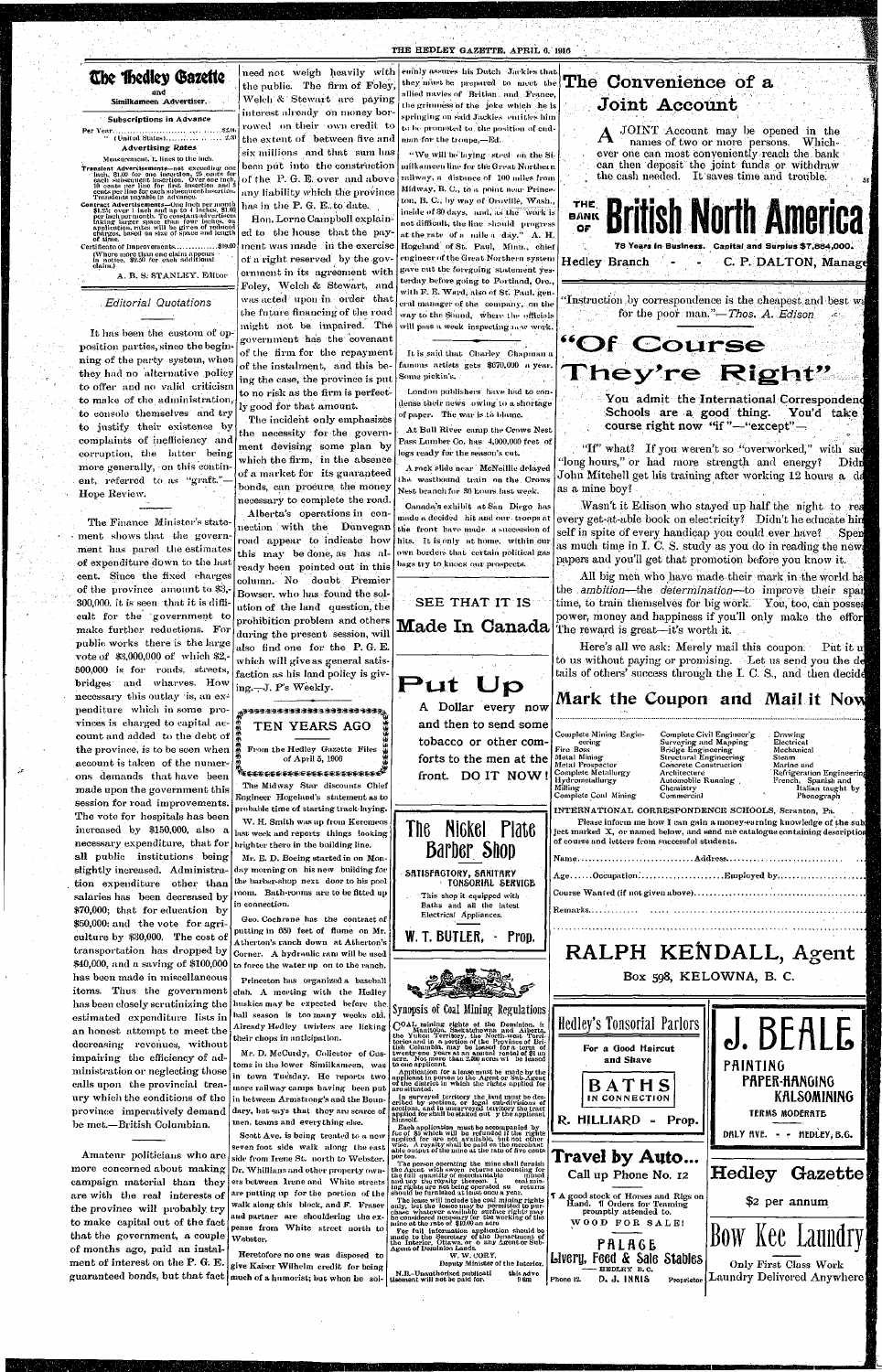# The Hedley Gazette

and

Similkameen Advertiser.

**Subscriptions in Advance**

Per Year ..... $2.00
" (United States) ..... 2.50

**Advertising Rates**

Measurement, 12 lines to the inch.

Transient Advertisements—not exceeding one inch, $1.00 for one insertion, 25 cents for each subsequent insertion. Over one inch, 10 cents per line for first insertion and 5 cents per line for each subsequent insertion. Transients payable in advance.

Contract Advertisements—One inch per month $1.25; over 1 inch and up to 4 inches, $1.00 per inch per month. To constant advertisers taking larger space than four inches, on application, rates will be given of reduced charges, based on size of space and length of time.

Certificate of Improvements ..... $10.00
(Where more than one claim appears in notice, $2.50 for each additional claim.)

A. R. S. STANLEY, Editor

## Editorial Quotations

It has been the custom of opposition parties, since the beginning of the party system, when they had no alternative policy to offer and no valid criticism to make of the administration, to console themselves and try to justify their existence by complaints of inefficiency and corruption, the latter being more generally, on this continent, referred to as "graft."—Hope Review.

The Finance Minister's statement shows that the government has pared the estimates of expenditure down to the last cent. Since the fixed charges of the province amount to $3,300,000, it is seen that it is difficult for the government to make further reductions. For public works there is the large vote of $3,000,000 of which $2,500,000 is for roads, streets, bridges and wharves. How necessary this outlay is, an expenditure which in some provinces is charged to capital account and added to the debt of the province, is to be seen when account is taken of the numerous demands that have been made upon the government this session for road improvements. The vote for hospitals has been increased by $150,000, also a necessary expenditure, that for all public institutions being slightly increased. Administration expenditure other than salaries has been decreased by $70,000; that for education by $50,000: and the vote for agriculture by $30,000. The cost of transportation has dropped by $40,000, and a saving of $100,000 has been made in miscellaneous items. Thus the government has been closely scrutinizing the estimated expenditure lists in an honest attempt to meet the decreasing revenues, without impairing the efficiency of administration or neglecting those calls upon the provincial treasury which the conditions of the province imperatively demand be met.—British Columbian.

Amateur politicians who are more concerned about making campaign material than they are with the real interests of the province will probably try to make capital out of the fact that the government, a couple of months ago, paid an instalment of interest on the P. G. E. guaranteed bonds, but that fact need not weigh heavily with the public. The firm of Foley, Welch & Stewart are paying interest already on money borrowed on their own credit to the extent of between five and six millions and that sum has been put into the construction of the P. G. E. over and above any liability which the province has in the P. G. E. to date.

Hon. Lorne Campbell explained to the house that the payment was made in the exercise of a right reserved by the government in its agreement with Foley, Welch & Stewart, and was acted upon in order that the future financing of the road might not be impaired. The government has the covenant of the firm for the repayment of the instalment, and this being the case, the province is put to no risk as the firm is perfectly good for that amount.

The incident only emphasizes the necessity for the government devising some plan by which the firm, in the absence of a market for its guaranteed bonds, can procure the money necessary to complete the road.

Alberta's operations in connection with the Dunvegan road appear to indicate how this may be done, as has already been pointed out in this column. No doubt Premier Bowser, who has found the solution of the land question, the prohibition problem and others during the present session, will also find one for the P. G. E. which will give as general satisfaction as his land policy is giving.—J. P's Weekly.

## TEN YEARS AGO

From the Hedley Gazette Files of April 5, 1906

The Midway Star discounts Chief Engineer Hogeland's statement as to probable time of starting track laying.

W. H. Smith was up from Keremeos last week and reports things looking brighter there in the building line.

Mr. E. D. Boeing started in on Monday morning on his new building for the barber-shop next door to his pool room. Bath-rooms are to be fitted up in connection.

Geo. Cochrane has the contract of putting in 650 feet of flume on Mr. Atherton's ranch down at Atherton's Corner. A hydraulic ram will be used to force the water up on to the ranch.

Princeton has organized a baseball club. A meeting with the Hedley huskies may be expected before the ball season is too many weeks old. Already Hedley twirlers are licking their chops in anticipation.

Mr. D. McCurdy, Collector of Customs in the lower Similkameen, was in town Tuesday. He reports two more railway camps having been put in between Armstrong's and the Boundary, but says that they are scarce of men, teams and everything else.

Scott Ave. is being treated to a new seven foot side walk along the east side from Irene St. north to Webster. Dr. Whillans and other property owners between Irene and White streets are putting up for the portion of the walk along this block, and F. Fraser and partner are shouldering the expense from White street north to Webster.

Heretofore no one was disposed to give Kaiser Wilhelm credit for being much of a humorist; but when he solemnly assures his Dutch Jackies that they must be prepared to meet the allied navies of Britain and France, the grimness of the joke which he is springing on said Jackies entitles him to be promoted to the position of end-man for the troupe.—Ed.

"We will be laying steel on the Similkameen line for the Great Northern railway, a distance of 100 miles from Midway, B. C., to a point near Princeton, B. C., by way of Oroville, Wash., inside of 30 days, and, as the work is not difficult, the line should progress at the rate of a mile a day." A. H. Hogeland of St. Paul, Minn., chief engineer of the Great Northern system gave out the foregoing statement yesterday before going to Portland, Ore., with F. E. Ward, also of St. Paul, general manager of the company, on the way to the Sound, where the officials will pass a week inspecting new work.

It is said that Charley Chapman a famous artists gets $670,000 a year. Some pickin's.

London publishers have had to condense their news owing to a shortage of paper. The war is to blame.

At Bull River camp the Crows Nest Pass Lumber Co. has 4,000,000 feet of logs ready for the season's cut.

A rock slide near McNeillie delayed the westbound train on the Crows Nest branch for 36 hours last week.

Canada's exhibit at San Diego has made a decided hit and our troops at the front have made a succession of hits. It is only at home, within our own borders that certain political gas bags try to knock our prospects.

SEE THAT IT IS

**Made In Canada**

# Put Up

A Dollar every now and then to send some tobacco or other comforts to the men at the front. DO IT NOW!

## The Nickel Plate Barber Shop

SATISFACTORY, SANITARY TONSORIAL SERVICE

This shop is equipped with Baths and all the latest Electrical Appliances.

**W. T. BUTLER, - Prop.**

### Synopsis of Coal Mining Regulations

COAL mining rights of the Dominion, in Manitoba, Saskatchewan and Alberta, the Yukon Territory, the North-west Territories and in a portion of the Province of British Columbia, may be leased for a term of twenty-one years at an annual rental of $1 an acre. Not more than 2,560 acres will be leased to one applicant.

Application for a lease must be made by the applicant in person to the Agent or Sub-Agent of the district in which the rights applied for are situated.

In surveyed territory the land must be described by sections, or legal sub-divisions of sections, and in unsurveyed territory the tract applied for shall be staked out by the applicant himself.

Each application must be accompanied by a fee of $5 which will be refunded if the rights applied for are not available, but not otherwise. A royalty shall be paid on the merchantable output of the mine at the rate of five cents per ton.

The person operating the mine shall furnish the Agent with sworn returns accounting for the full quantity of merchantable coal mined and pay the royalty thereon. If the coal mining rights are not being operated such returns should be furnished at least once a year.

The lease will include the coal mining rights only, but the lessee may be permitted to purchase whatever available surface rights may be considered necessary for the working of the mine at the rate of $10.00 an acre.

For full information application should be made to the Secretary of the Department of the Interior, Ottawa, or to any Agent or Sub-Agent of Dominion Lands.

W. W. CORY,
Deputy Minister of the Interior.

N.B.—Unauthorized publication of this advertisement will not be paid for. 9 6m

## The Convenience of a Joint Account

A JOINT Account may be opened in the names of two or more persons. Whichever one can most conveniently reach the bank can then deposit the joint funds or withdraw the cash needed. It saves time and trouble.

# THE BANK OF British North America

78 Years in Business. Capital and Surplus $7,884,000.

Hedley Branch - - C. P. DALTON, Manager

"Instruction by correspondence is the cheapest and best way for the poor man."—*Thos. A. Edison*

# "Of Course They're Right"

You admit the International Correspondence Schools are a good thing. You'd take a course right now "if"—"except"—

"If" what? If you weren't so "overworked," with such "long hours," or had more strength and energy? Didn't John Mitchell get his training after working 12 hours a day as a mine boy?

Wasn't it Edison who stayed up half the night to read every get-at-able book on electricity? Didn't he educate himself in spite of every handicap you could ever have? Spend as much time in I. C. S. study as you do in reading the newspapers and you'll get that promotion before you know it.

All big men who have made their mark in the world had the *ambition*—the *determination*—to improve their spare time, to train themselves for big work. You, too, can possess power, money and happiness if you'll only make the effort. The reward is great—it's worth it.

Here's all we ask: Merely mail this coupon. Put it up to us without paying or promising. Let us send you the details of others' success through the I. C. S., and then decide.

## Mark the Coupon and Mail it Now

| | | |
|---|---|---|
| Complete Mining Engineering | Complete Civil Engineer'g | Drawing |
| Fire Boss | Surveying and Mapping | Electrical |
| Metal Mining | Bridge Engineering | Mechanical |
| Metal Prospector | Structural Engineering | Steam |
| Complete Metallurgy | Concrete Construction | Marine and |
| Hydrometallurgy | Architecture | Refrigeration Engineering |
| Milling | Automobile Running | French, Spanish and |
| Complete Coal Mining | Chemistry | Italian taught by |
| | Commercial | Phonograph |

INTERNATIONAL CORRESPONDENCE SCHOOLS, Scranton, Pa.

Please inform me how I can gain a money-earning knowledge of the subject marked X, or named below, and send me catalogue containing description of course and letters from successful students.

Name........................ Address........................

Age......Occupation...................... Employed by........................

Course Wanted (if not given above)........................

Remarks........................

## RALPH KENDALL, Agent

Box 598, KELOWNA, B. C.

### Hedley's Tonsorial Parlors

For a Good Haircut and Shave

**BATHS** IN CONNECTION

R. HILLIARD - Prop.

## Travel by Auto...

Call up Phone No. 12

A good stock of Horses and Rigs on Hand. Orders for Teaming promptly attended to.

WOOD FOR SALE!

**PALACE**
**Livery, Feed & Sale Stables**
— HEDLEY B.C. —
Phone 12. D. J. INNIS Proprietor

# J. BEALE

PAINTING
PAPER-HANGING
KALSOMINING

TERMS MODERATE

DALY AVE. - - HEDLEY, B.C.

## Hedley Gazette

$2 per annum

## Bow Kee Laundry

Only First Class Work
Laundry Delivered Anywhere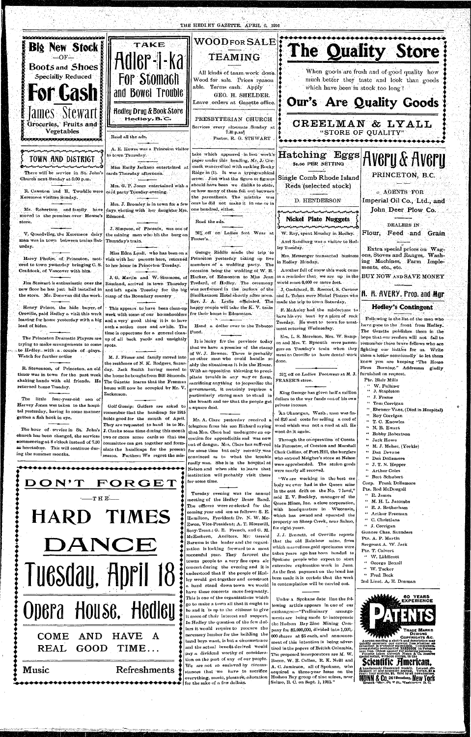**Big New Stock**
—OF—
**Boots and Shoes**
Specially Reduced
# For Cash
## James Stewart
Groceries, Fruits and Vegetables

TAKE
# Adler-i-ka
## For Stomach and Bowel Trouble
**Hedley Drug & Book Store**
Hedley, B. C.

## WOOD FOR SALE
### TEAMING

All kinds of team work done. Wood for sale. Prices reasonable. Terms cash. Apply
GEO. H. SHELDER.
Leave orders at Gazette office.

PRESBYTERIAN CHURCH
Services every alternate Sunday at 7.30 p.m.
Pastor, R. G. STEWART

# The Quality Store

When goods are fresh and of good quality how much better they taste and look than goods which have been in stock too long?

## Our's Are Quality Goods

### CREELMAN & LYALL
"STORE OF QUALITY"

## TOWN AND DISTRICT

There will be service in St. John's Church next Sunday at 8:00 p.m.

R. Cawston and H. Tweddle were Keremeos visitors Sunday.

Mr. Robertson and family have moved to the premises over Howse's store.

V. Quaedvlieg, the Keremeos dairy man was in town between trains Saturday.

Harry Phelps, of Princeton, motored to town yesterday bringing C. S. Craddock, of Vancover with him.

Jim Stewart is enthusiastic over the new floor he has just had installed in the store. Mr. Donovan did the work.

Henry Prince, the hide buyer, of Oroville, paid Hedley a visit this week leaving for home yesterday with a big load of hides.

The Princeton Dramatic Players are trying to make arrangements to come to Hedley with a couple of plays. Watch for further notice

R. Stevenson, of Princeton, an old timer was in town for the past week shaking hands with old friends. He returned home Tuesday.

The little four-year-old son of Harvey Jones was taken to the hospital yesterday, having in some manner gotten a fish hook in eye.

The hour of service in St. John's church has been changed, the services commencing at 8 o'clock instead of 7.30 as heretofore. This will continue during the summer months.

Read all the ads.

A. E. Howse was a Princeton visitor to town Thursday.

Miss Emily Jackson entertained at cards Thursday afternoon.

Mrs. G. P. Jones entertained with a card party Tuesday evening.

Mrs. J. Bromley is in town for a few days visiting with her daughter Mrs. Edmond.

J. Simpson, of Phoenix, was one of the mining men who bit the burg on Thursday's train.

Miss Edna Lyall, who has been on a visit with her parents here, returned to her home in Princeton Tuesday.

J. G. Martin and W. Simmons, of Rossland, arrived in town Thursday and left again Tuesday for the big camp of the Boundary country.

This appears to have been clean-up week with some of our householders and a very good thing it is to have such a notion once and awhile. The time is opportune for a general cleanup of all back yards and unsightly spots.

M. J. Fraser and family moved into the residence of N. K. Rodgers, Saturday. Jack Smith having moved to the home he bought from Bill Simonds. The Gazette learns that the Freeman house will now be occupied by Mr. V. Zackerson.

Golf Gossip: Golfers are asked to remember that the handicap for 1915 holds good for the month of April. They are requested to hand in to Mr. J. Clarke some time during this month two or more score cards so that the committee can get together and formulate the handicaps for the present season. Further: We regret the mistake which appeared in last week's paper under this heading, Mr. J. Cormack was credited with making Rocky Ridge in (1). It was a typographical error. Just what the figure or figures should have been we dislike to state, or how many of them fell out between the parenthesis. The mistake was ours he did not make it in one or in one hundred, either.

Read the ads.

25% off on Ladies foot Wear at Fraser's.

George Riddle made the trip to Princeton yesterday taking up five members of a wedding party. The occasion being the wedding of W. B. Hacker, of Edmonton to Miss Jean Tredard, of Hedley. The ceremony was performed in the parlors of the Similkameen Hotel shortly after noon. Rev. J. A. Leslie officiated. The happy couple will take the K. V. train for their home in Edmonton.

Hand a dollar over to the Tobacco Fund.

It is lucky for the province today that we have a premier of the stamp of W. J. Bowser. There is probably no other man who could handle so ably the situation as it is in the House. With an opposition thirsting to precipitate trouble in any way or form, sacrificing anything to jeopardise the government, it certainly requires a particularly strong man to stand in the breach and see that the people get a square deal.

Mr. A. Clare yesterday received a telegram from his son Richard saying that Mrs. Clare had undergone an operation for appendicitis and was now out of danger. Mrs. Clare has suffered for some time but only recently was convinced as to what the trouble really was. She is in the hospital at Nelson and when able to leave that institution will probably visit there for some time.

Tuesday evening was the annual meeting of the Hedley Brass Band. The officers were re-elected for the coming year and are as follows: S. E. Hamilton, President; Dr. N. W. McEwen, Vice-President; A. T. Horswill, Secy-Treas.; G. E. French, and G. M. McEachern, Auditors. Mr. Gerald Barnum is the leader and the organization is looking forward to a most successful year. They favored the towns people to a very fine open air concert during the evening and it is understood that if the people of Hedley would get together and construct a band stand down town we would have these concerts more frequently. This is one of the organizations which go to make a town all that it ought to be and it is up to the citizens to give it more of their interest and support. In Hedley the question of the few dollars it would require to procure the necessary lumber for the building the band boys want, is but a circumstance and the actual benefit derived would pay a dividend worthy of consideration on the part of any of our people. We are not so enslaved by circumstances that we have to sacrifice everything, music, pleasure, education for the sake of a few dollars.

# DON'T FORGET
—THE—
# HARD TIMES DANCE
# Tuesday, April 18
# Opera House, Hedley

COME AND HAVE A REAL GOOD TIME...

Music — Refreshments

## Hatching Eggs
$1.00 PER SETTING

Single Comb Rhode Island Reds (selected stock)

D. HENDERSON

## Nickel Plate Nuggets

W. Roy, spent Monday in Hedley.

Axel Sandburg was a visitor to Hedley Tuesday.

Mrs. Messenger transacted business in Hedley Monday.

Another fall of snow this week came as a reminder that we are up in the world some 6,000 or more feet.

J. Coulthard, B. Rescorl, S. Curnow and L. Johns were Nickel Platers who made the trip to town Saturday.

F. McAuley had the misfortune to have his eye hurt by a piece of rock Tuesday. He went to town for treatment returing Wednesday.

Mrs. L. S. Morrison, Mrs. W. Sampson and Mrs. T. Bysouth were passengers on Tuesday's train when they went to Oroville to have dental work done.

25% off on Ladies Footwear at M. J. FRASER'S store.

King George has given half a million dollars to the war funds out of his own private income.

An Okanogan, Wash., man was fined $20 and costs for selling a cord of wood which was not a cord at all. He wont do it again.

Through the co-operation of Constable Forrester, of Creston and Marshall Clark Collins, of Port Hill, the burglars who entered Meigher's store at Nelson were apprehended. The stolen goods were nearly all recoved.

"We are working in the best ore body we ever had in the Queen mine in the east drift on the No. 7 level," said E. V. Buckley, manager of the Queen Mines, Inc. a close corporation, with headquarters in Wisconsin, which has owned and operated the property on Sheep Creek, near Salmo, for eight years.

J. J. Bennett, of Oroville reports that the old Rainbow mine, from which marvellous gold specimens were taken years ago has been bonded to Spokane people who expect to start extensive exploration work in June. As the first payment on the bond has been made it is certain that the work in contemplation will be carried out.

Under a Spokane date line the following article appears in one of our exchanges:—"Preliminary arrangements are being made to incorporate the Hudson Bay Zinc Mining Company for $5,000,000, divided into 1,000,000 shares at $5 each, and announcement of this intention is being advertised in the papers of British Columbia. The proposed incorporators are M. W. Bacon, W. E. Cullen, R. K. Neill and A. C. Jamieson, all of Spokane, who acquired a three-year lease on the Hudson Bay group of zinc mines, near Salmo, B. C. on Sept. 1, 1915."

# Avery & Avery
PRINCETON, B.C.

AGENTS FOR
Imperial Oil Co., Ltd., and John Deer Plow Co.

DEALERS IN
Flour, Feed and Grain

Extra special prices on Wagons, Stoves and Ranges, Washing Machines, Farm Implements, etc., etc.

BUY NOW AND SAVE MONEY

## H. H. AVERY, Prop. and Mgr

### Hedley's Contingent

Following is the list of the men who have gone to the front from Hedley. The Gazette publishes them in the hope that our readers will not fail to remember these brave fellows who are fighting our battles for us. Write them a letter occasionally to let them know you are keeping "The Home Fires Burning." Addresses gladly furnished on request.

Pte. Blair Mills
" W. Fullmer
" J. Stapleton
" J. Frame
" Tom Corrigan
" Ebenzer Vans, (Died in Hospital)
" Roy Corrigan
" T. C. Knowles
" N. B. Ewart
" Bobby Robertson
" Jack Howe
" M. J. Meher, (Yorkie)
" Dan Devane
" Dan Dollemore
" J. T. N. Hepper
" Arthur Coles
" Bert Schubert
Corp. Frank Dollemore
Pte. Rod McDougall
" R. James
" M. H. L. Jacombs
" E. J. Rotherham
" Arthur Freeman
" C. Christians
" J. Corrigan
Gunner Chas. Saunders
Pte. A. P. Martin
Sergeant A. W. Jack
Pte. T. Calvert
" W. Liddicott
" George Boxall
" W. Tucker
" Fred Beck
2nd Lieut. A. E. Denman

60 YEARS EXPERIENCE
# PATENTS
TRADE MARKS
DESIGNS
COPYRIGHTS &C.

Anyone sending a sketch and description may quickly ascertain our opinion free whether an invention is probably patentable. Communications strictly confidential. HANDBOOK on Patents sent free. Oldest agency for securing patents. Patents taken through Munn & Co. receive special notice, without charge, in the

## Scientific American.
A handsomely illustrated weekly. Largest circulation of any scientific journal. Terms, $3 a year; four months, $1. Sold by all newsdealers.
MUNN & Co. 361 Broadway, New York
Branch Office, 625 F St., Washington, D. C.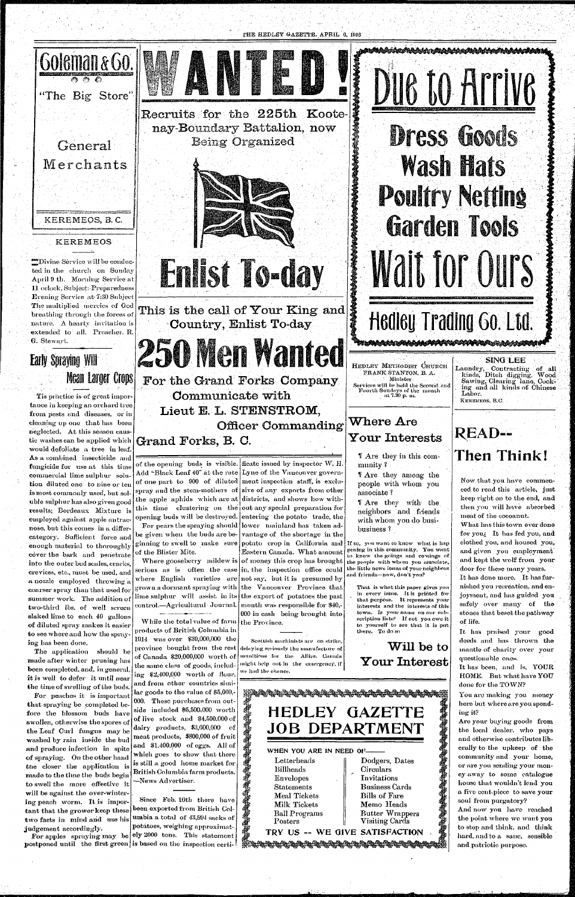# Coleman & Co.

"The Big Store"

General Merchants

KEREMEOS, B. C.

## KEREMEOS

Divine Service will be conducted in the church on Sunday April 9 th. Morning Service at 11 oclock, Subject: Preparedness Evening Service at 7:30 Subject The multiplied mercies of God breathing through the forces of nature. A hearty invitation is extended to all. Preacher, R. G. Stewart.

## Early Spraying Will Mean Larger Crops

Tis practice is of great importance in keeping an orchard tree from pests and diseases, or in cleaning up one that has been neglected. At this season caustic washes can be applied which would defoliate a tree in leaf. As a combined insecticide and fungicide for use at this time commercial lime sulphur solution diluted one to nine or ten is most commonly used, but soluble sulphur has also given good results; Bordeaux Mixture is employed against apple anthracnose, but this comes in a different category. Sufficient force and enough material to thoroughly cover the bark and penetrate into the outer bud scales, cracks, crevices, etc., must be used, and a nozzle employed throwing a coarser spray than that used for summer work. The addition of two-third lbs. of well screen slaked lime to each 40 gallons of diluted spray makes it easier to see where and how the spraying has been done.

The application should be made after winter pruning has been completed, and, in general, it is well to defer it until near the time of swelling of the buds.

For peaches it is important that spraying be completed before the blossom buds have swollen, otherwise the spores of the Leaf Curl fungus may be washed by rain inside the bud and produce infection in spite of spraying. On the other hand the closer the application is made to the time the buds begin to swell the more effective it will be against the over-wintering peach worm. It is important that the grower keep these two facts in mind and use his judgement accordingly.

For apples spraying may be postponed until the first green of the opening buds is visible. Add "Black Leaf 40" at the rate of one part to 900 of diluted spray and the stem-mothers of the apple aphids which are at this time clustering on the opening buds will be destroyed.

For pears the spraying should be given when the buds are beginning to swell to make sure of the Blister Mite.

Where gooseberry mildew is serious as is often the case where English varieties are grown a dormant spraying with lime sulphur will assist in its control.—Agricultural Journal.

---

While the total value of farm products of British Columbia in 1914 was over $30,000,000 the province bought from the rest of Canada $20,000,000 worth of the same class of goods, including $2,400,000 worth of flour, and from other countries similar goods to the value of $5,000,000. These purchases from outside included $5,500,000 worth of live stock and $4,500,000 of dairy products, $3,000,000 of meat products, $800,000 of fruit and $1,400,000 of eggs. All of which goes to show that there is still a good home market for British Columbia farm products. —News Advertiser.

---

Since Feb. 16th there have been exported from British Columbia a total of 43,594 sacks of potatoes, weighing approximately 2000 tons. This statement is based on the inspection certificate issued by inspector W. H. Lyne of the Vancouver government inspection staff, is exclusive of any exports from other districts, and shows how without any special preparation for entering the potato trade, the lower mainland has taken advantage of the shortage in the potato crop in California and Eastern Canada. What amount of money this crop has brought in, the inspection office could not say, but it is presumed by the Vancouver Province that the export of potatoes the past month was responsible for $40,000 in cash being brought into the Province.

---

Scottish machinists are on strike, delaying seriously the manufacture of munitions for the Allies. Canada might help out in the emergency, if we had the chance.

---

# WANTED!

Recruits for the 225th Kootenay-Boundary Battalion, now Being Organized

# Enlist To-day

This is the call of Your King and Country, Enlist To-day

# 250 Men Wanted

For the Grand Forks Company

Communicate with

Lieut E. L. STENSTROM,

Officer Commanding

Grand Forks, B. C.

---

# Due to Arrive

## Dress Goods
## Wash Hats
## Poultry Netting
## Garden Tools

# Wait for Ours

## Hedley Trading Co. Ltd.

---

HEDLEY METHODIST CHURCH
FRANK STANTON, B. A.
Minister
Services will be held the Second and Fourth Sundays of the month at 7.30 p. m.

---

SING LEE
Laundry, Contracting of all kinds, Ditch digging, Wood Sawing, Clearing land, Cooking and all kinds of Chinese Labor.
KEREMEOS, B.C.

---

## Where Are Your Interests

¶ Are they in this community?

¶ Are they among the people with whom you associate?

¶ Are they with the neighbors and friends with whom you do business?

If so, you want to know what is happening in this community. You want to know the goings and comings of the people with whom you associate, the little news items of your neighbors and friends—now, don't you?

That is what this paper gives you in every issue. It is printed for that purpose. It represents your interests and the interests of this town. Is your name on our subscription lists? If not you owe it to yourself to see that it is put there. To do so

**Will be to Your Interest**

---

## READ-- Then Think!

Now that you have commenced to read this article, just keep right on to the end, and then you will have absorbed meat of the cocoanut.

What has this town ever done for you? It has fed you, and clothed you, and housed you, and given you employment and kept the wolf from your door for these many years.

It has done more. It has furnished you recreation, and enjoyment, and has guided you safely over many of the stones that beset the pathway of life.

It has praised your good deeds and has thrown the mantle of charity over your questionable ones.

It has been, and is, YOUR HOME. But what have YOU done for the TOWN?

You are making you money here but where are you spending it?

Are your buying goods from the local dealer, who pays and otherwise contributes liberally to the upkeep of the community and your home, or are you sending your money away to some catalogue house that wouldn't lend you a five cent-piece to save your soul from purgatory?

And now you have reached the point where we want you to stop and think, and think hard, and to a sane, sensible and patriotic purpose.

---

# HEDLEY GAZETTE JOB DEPARTMENT

WHEN YOU ARE IN NEED OF——

| | |
|---|---|
| Letterheads | Dodgers, Dates |
| Billheads | Circulars |
| Envelopes | Invitations |
| Statements | Business Cards |
| Meal Tickets | Bills of Fare |
| Milk Tickets | Memo Heads |
| Ball Programs | Butter Wrappers |
| Posters | Visiting Cards |

TRY US -- WE GIVE SATISFACTION